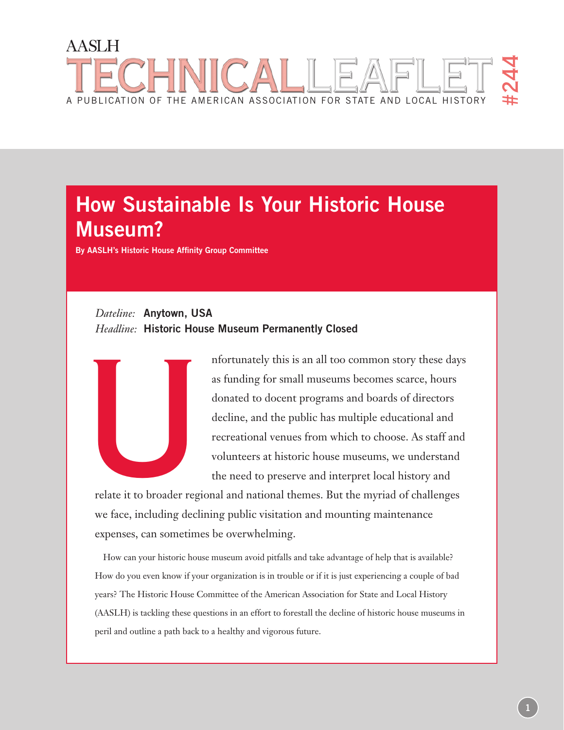AASLH

# TECHNICAL LEAFLET #244

A PUBLICATION OF THE AMERICAN ASSOCIATION FOR STATE AND LOCAL HISTORY

## How Sustainable Is Your Historic House Museum?

**By AASLH's Historic House Affinity Group Committee**

*Dateline:* **Anytown, USA**
*Headline:* **Historic House Museum Permanently Closed**

Unfortunately this is an all too common story these days as funding for small museums becomes scarce, hours donated to docent programs and boards of directors decline, and the public has multiple educational and recreational venues from which to choose. As staff and volunteers at historic house museums, we understand the need to preserve and interpret local history and relate it to broader regional and national themes. But the myriad of challenges we face, including declining public visitation and mounting maintenance expenses, can sometimes be overwhelming.

How can your historic house museum avoid pitfalls and take advantage of help that is available? How do you even know if your organization is in trouble or if it is just experiencing a couple of bad years? The Historic House Committee of the American Association for State and Local History (AASLH) is tackling these questions in an effort to forestall the decline of historic house museums in peril and outline a path back to a healthy and vigorous future.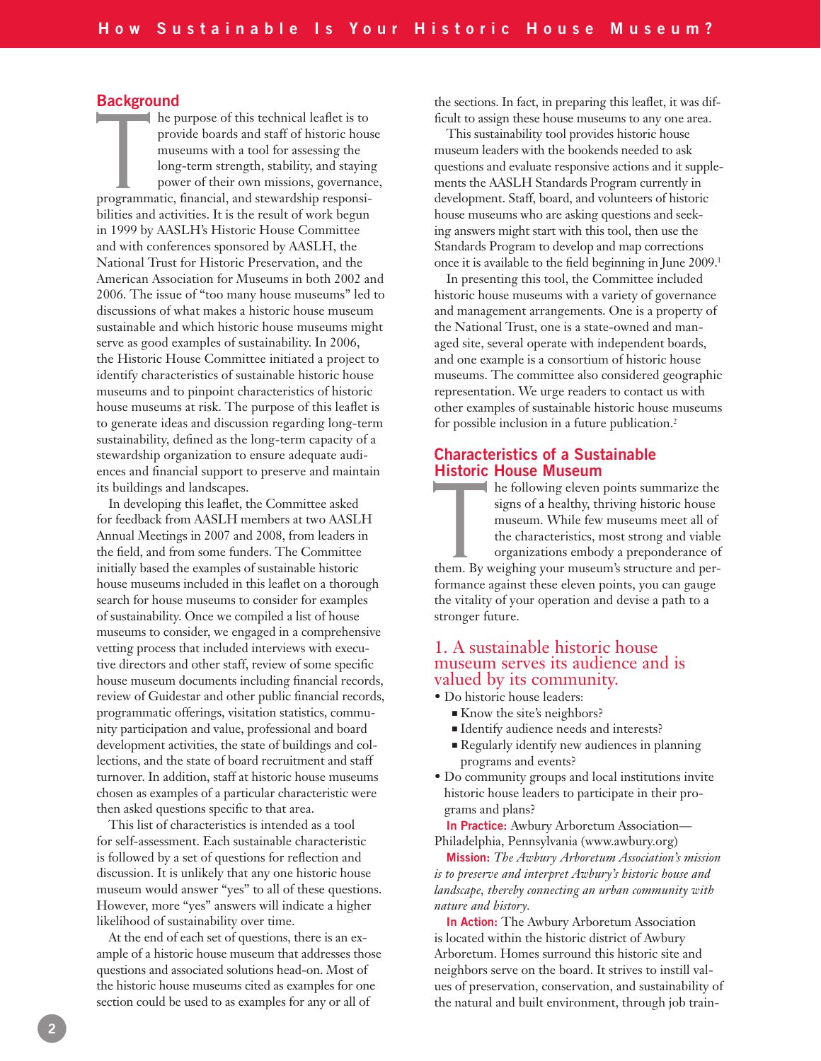## Background

The purpose of this technical leaflet is to provide boards and staff of historic house museums with a tool for assessing the long-term strength, stability, and staying power of their own missions, governance, programmatic, financial, and stewardship responsibilities and activities. It is the result of work begun in 1999 by AASLH's Historic House Committee and with conferences sponsored by AASLH, the National Trust for Historic Preservation, and the American Association for Museums in both 2002 and 2006. The issue of "too many house museums" led to discussions of what makes a historic house museum sustainable and which historic house museums might serve as good examples of sustainability. In 2006, the Historic House Committee initiated a project to identify characteristics of sustainable historic house museums and to pinpoint characteristics of historic house museums at risk. The purpose of this leaflet is to generate ideas and discussion regarding long-term sustainability, defined as the long-term capacity of a stewardship organization to ensure adequate audiences and financial support to preserve and maintain its buildings and landscapes.

In developing this leaflet, the Committee asked for feedback from AASLH members at two AASLH Annual Meetings in 2007 and 2008, from leaders in the field, and from some funders. The Committee initially based the examples of sustainable historic house museums included in this leaflet on a thorough search for house museums to consider for examples of sustainability. Once we compiled a list of house museums to consider, we engaged in a comprehensive vetting process that included interviews with executive directors and other staff, review of some specific house museum documents including financial records, review of Guidestar and other public financial records, programmatic offerings, visitation statistics, community participation and value, professional and board development activities, the state of buildings and collections, and the state of board recruitment and staff turnover. In addition, staff at historic house museums chosen as examples of a particular characteristic were then asked questions specific to that area.

This list of characteristics is intended as a tool for self-assessment. Each sustainable characteristic is followed by a set of questions for reflection and discussion. It is unlikely that any one historic house museum would answer "yes" to all of these questions. However, more "yes" answers will indicate a higher likelihood of sustainability over time.

At the end of each set of questions, there is an example of a historic house museum that addresses those questions and associated solutions head-on. Most of the historic house museums cited as examples for one section could be used to as examples for any or all of the sections. In fact, in preparing this leaflet, it was difficult to assign these house museums to any one area.

This sustainability tool provides historic house museum leaders with the bookends needed to ask questions and evaluate responsive actions and it supplements the AASLH Standards Program currently in development. Staff, board, and volunteers of historic house museums who are asking questions and seeking answers might start with this tool, then use the Standards Program to develop and map corrections once it is available to the field beginning in June 2009.[1]

In presenting this tool, the Committee included historic house museums with a variety of governance and management arrangements. One is a property of the National Trust, one is a state-owned and managed site, several operate with independent boards, and one example is a consortium of historic house museums. The committee also considered geographic representation. We urge readers to contact us with other examples of sustainable historic house museums for possible inclusion in a future publication.[2]

## Characteristics of a Sustainable Historic House Museum

The following eleven points summarize the signs of a healthy, thriving historic house museum. While few museums meet all of the characteristics, most strong and viable organizations embody a preponderance of them. By weighing your museum's structure and performance against these eleven points, you can gauge the vitality of your operation and devise a path to a stronger future.

### 1. A sustainable historic house museum serves its audience and is valued by its community.

- Do historic house leaders:
  - Know the site's neighbors?
  - Identify audience needs and interests?
  - Regularly identify new audiences in planning programs and events?
- Do community groups and local institutions invite historic house leaders to participate in their programs and plans?

**In Practice:** Awbury Arboretum Association—Philadelphia, Pennsylvania (www.awbury.org)

**Mission:** *The Awbury Arboretum Association's mission is to preserve and interpret Awbury's historic house and landscape, thereby connecting an urban community with nature and history.*

**In Action:** The Awbury Arboretum Association is located within the historic district of Awbury Arboretum. Homes surround this historic site and neighbors serve on the board. It strives to instill values of preservation, conservation, and sustainability of the natural and built environment, through job train-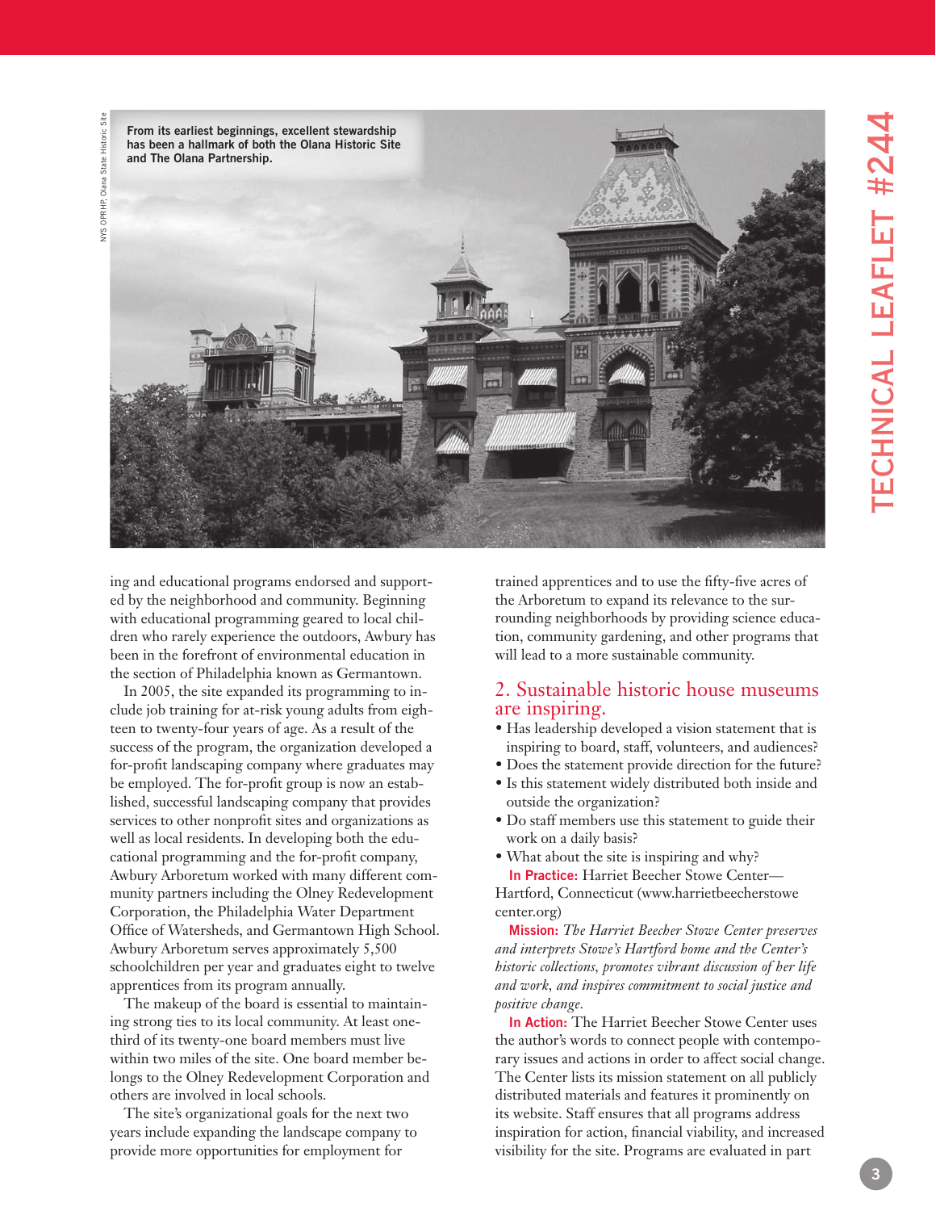From its earliest beginnings, excellent stewardship has been a hallmark of both the Olana Historic Site and The Olana Partnership.

ing and educational programs endorsed and supported by the neighborhood and community. Beginning with educational programming geared to local children who rarely experience the outdoors, Awbury has been in the forefront of environmental education in the section of Philadelphia known as Germantown.

In 2005, the site expanded its programming to include job training for at-risk young adults from eighteen to twenty-four years of age. As a result of the success of the program, the organization developed a for-profit landscaping company where graduates may be employed. The for-profit group is now an established, successful landscaping company that provides services to other nonprofit sites and organizations as well as local residents. In developing both the educational programming and the for-profit company, Awbury Arboretum worked with many different community partners including the Olney Redevelopment Corporation, the Philadelphia Water Department Office of Watersheds, and Germantown High School. Awbury Arboretum serves approximately 5,500 schoolchildren per year and graduates eight to twelve apprentices from its program annually.

The makeup of the board is essential to maintaining strong ties to its local community. At least one-third of its twenty-one board members must live within two miles of the site. One board member belongs to the Olney Redevelopment Corporation and others are involved in local schools.

The site's organizational goals for the next two years include expanding the landscape company to provide more opportunities for employment for trained apprentices and to use the fifty-five acres of the Arboretum to expand its relevance to the surrounding neighborhoods by providing science education, community gardening, and other programs that will lead to a more sustainable community.

## 2. Sustainable historic house museums are inspiring.

- Has leadership developed a vision statement that is inspiring to board, staff, volunteers, and audiences?
- Does the statement provide direction for the future?
- Is this statement widely distributed both inside and outside the organization?
- Do staff members use this statement to guide their work on a daily basis?
- What about the site is inspiring and why?

**In Practice:** Harriet Beecher Stowe Center—Hartford, Connecticut (www.harrietbeecherstowecenter.org)

**Mission:** *The Harriet Beecher Stowe Center preserves and interprets Stowe's Hartford home and the Center's historic collections, promotes vibrant discussion of her life and work, and inspires commitment to social justice and positive change.*

**In Action:** The Harriet Beecher Stowe Center uses the author's words to connect people with contemporary issues and actions in order to affect social change. The Center lists its mission statement on all publicly distributed materials and features it prominently on its website. Staff ensures that all programs address inspiration for action, financial viability, and increased visibility for the site. Programs are evaluated in part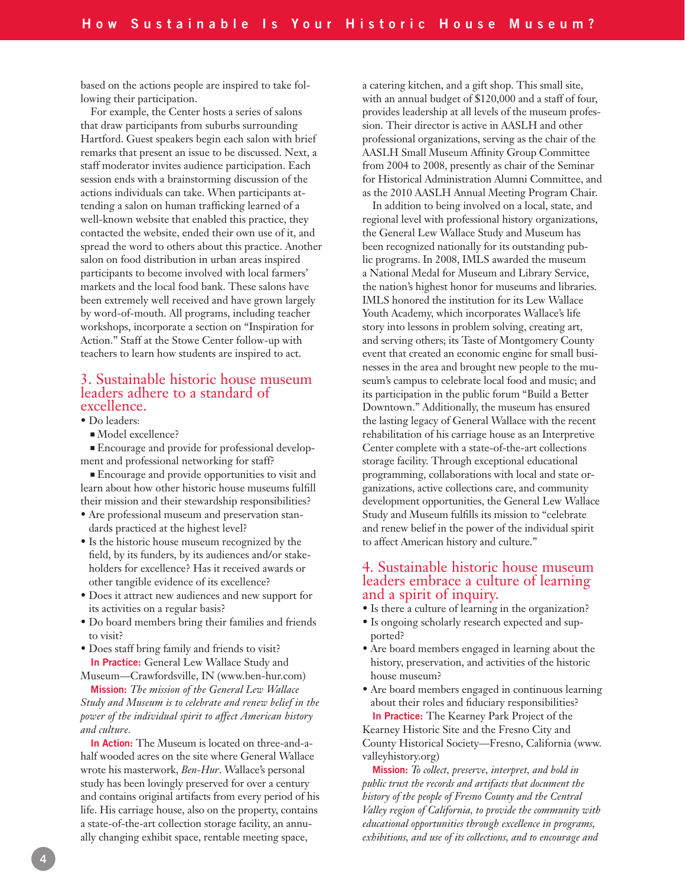based on the actions people are inspired to take following their participation.

For example, the Center hosts a series of salons that draw participants from suburbs surrounding Hartford. Guest speakers begin each salon with brief remarks that present an issue to be discussed. Next, a staff moderator invites audience participation. Each session ends with a brainstorming discussion of the actions individuals can take. When participants attending a salon on human trafficking learned of a well-known website that enabled this practice, they contacted the website, ended their own use of it, and spread the word to others about this practice. Another salon on food distribution in urban areas inspired participants to become involved with local farmers' markets and the local food bank. These salons have been extremely well received and have grown largely by word-of-mouth. All programs, including teacher workshops, incorporate a section on "Inspiration for Action." Staff at the Stowe Center follow-up with teachers to learn how students are inspired to act.

## 3. Sustainable historic house museum leaders adhere to a standard of excellence.

- Do leaders:
  - Model excellence?
  - Encourage and provide for professional development and professional networking for staff?
  - Encourage and provide opportunities to visit and learn about how other historic house museums fulfill their mission and their stewardship responsibilities?
- Are professional museum and preservation standards practiced at the highest level?
- Is the historic house museum recognized by the field, by its funders, by its audiences and/or stakeholders for excellence? Has it received awards or other tangible evidence of its excellence?
- Does it attract new audiences and new support for its activities on a regular basis?
- Do board members bring their families and friends to visit?
- Does staff bring family and friends to visit?

**In Practice:** General Lew Wallace Study and Museum—Crawfordsville, IN (www.ben-hur.com)

**Mission:** *The mission of the General Lew Wallace Study and Museum is to celebrate and renew belief in the power of the individual spirit to affect American history and culture.*

**In Action:** The Museum is located on three-and-a-half wooded acres on the site where General Wallace wrote his masterwork, *Ben-Hur*. Wallace's personal study has been lovingly preserved for over a century and contains original artifacts from every period of his life. His carriage house, also on the property, contains a state-of-the-art collection storage facility, an annually changing exhibit space, rentable meeting space, a catering kitchen, and a gift shop. This small site, with an annual budget of $120,000 and a staff of four, provides leadership at all levels of the museum profession. Their director is active in AASLH and other professional organizations, serving as the chair of the AASLH Small Museum Affinity Group Committee from 2004 to 2008, presently as chair of the Seminar for Historical Administration Alumni Committee, and as the 2010 AASLH Annual Meeting Program Chair.

In addition to being involved on a local, state, and regional level with professional history organizations, the General Lew Wallace Study and Museum has been recognized nationally for its outstanding public programs. In 2008, IMLS awarded the museum a National Medal for Museum and Library Service, the nation's highest honor for museums and libraries. IMLS honored the institution for its Lew Wallace Youth Academy, which incorporates Wallace's life story into lessons in problem solving, creating art, and serving others; its Taste of Montgomery County event that created an economic engine for small businesses in the area and brought new people to the museum's campus to celebrate local food and music; and its participation in the public forum "Build a Better Downtown." Additionally, the museum has ensured the lasting legacy of General Wallace with the recent rehabilitation of his carriage house as an Interpretive Center complete with a state-of-the-art collections storage facility. Through exceptional educational programming, collaborations with local and state organizations, active collections care, and community development opportunities, the General Lew Wallace Study and Museum fulfills its mission to "celebrate and renew belief in the power of the individual spirit to affect American history and culture."

## 4. Sustainable historic house museum leaders embrace a culture of learning and a spirit of inquiry.

- Is there a culture of learning in the organization?
- Is ongoing scholarly research expected and supported?
- Are board members engaged in learning about the history, preservation, and activities of the historic house museum?
- Are board members engaged in continuous learning about their roles and fiduciary responsibilities?

**In Practice:** The Kearney Park Project of the Kearney Historic Site and the Fresno City and County Historical Society—Fresno, California (www.valleyhistory.org)

**Mission:** *To collect, preserve, interpret, and hold in public trust the records and artifacts that document the history of the people of Fresno County and the Central Valley region of California, to provide the community with educational opportunities through excellence in programs, exhibitions, and use of its collections, and to encourage and*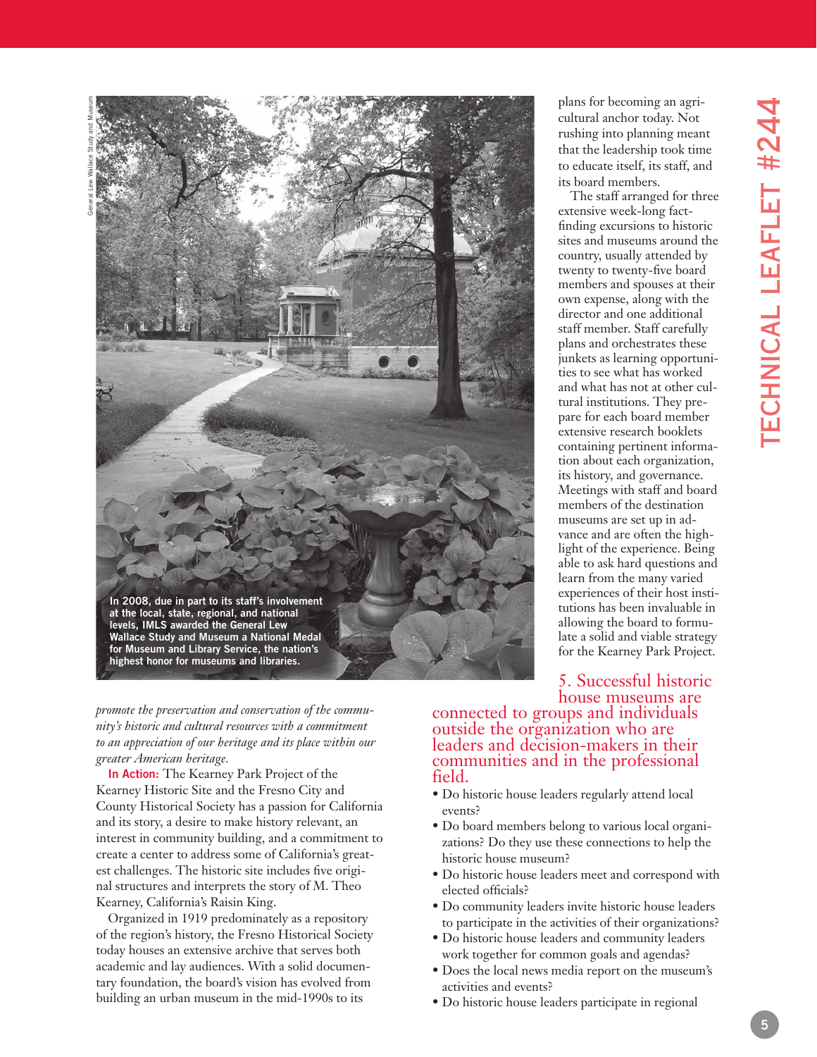In 2008, due in part to its staff's involvement at the local, state, regional, and national levels, IMLS awarded the General Lew Wallace Study and Museum a National Medal for Museum and Library Service, the nation's highest honor for museums and libraries.

*promote the preservation and conservation of the community's historic and cultural resources with a commitment to an appreciation of our heritage and its place within our greater American heritage.*

**In Action:** The Kearney Park Project of the Kearney Historic Site and the Fresno City and County Historical Society has a passion for California and its story, a desire to make history relevant, an interest in community building, and a commitment to create a center to address some of California's greatest challenges. The historic site includes five original structures and interprets the story of M. Theo Kearney, California's Raisin King.

Organized in 1919 predominately as a repository of the region's history, the Fresno Historical Society today houses an extensive archive that serves both academic and lay audiences. With a solid documentary foundation, the board's vision has evolved from building an urban museum in the mid-1990s to its plans for becoming an agricultural anchor today. Not rushing into planning meant that the leadership took time to educate itself, its staff, and its board members.

The staff arranged for three extensive week-long fact-finding excursions to historic sites and museums around the country, usually attended by twenty to twenty-five board members and spouses at their own expense, along with the director and one additional staff member. Staff carefully plans and orchestrates these junkets as learning opportunities to see what has worked and what has not at other cultural institutions. They prepare for each board member extensive research booklets containing pertinent information about each organization, its history, and governance. Meetings with staff and board members of the destination museums are set up in advance and are often the highlight of the experience. Being able to ask hard questions and learn from the many varied experiences of their host institutions has been invaluable in allowing the board to formulate a solid and viable strategy for the Kearney Park Project.

## 5. Successful historic house museums are connected to groups and individuals outside the organization who are leaders and decision-makers in their communities and in the professional field.

- Do historic house leaders regularly attend local events?
- Do board members belong to various local organizations? Do they use these connections to help the historic house museum?
- Do historic house leaders meet and correspond with elected officials?
- Do community leaders invite historic house leaders to participate in the activities of their organizations?
- Do historic house leaders and community leaders work together for common goals and agendas?
- Does the local news media report on the museum's activities and events?
- Do historic house leaders participate in regional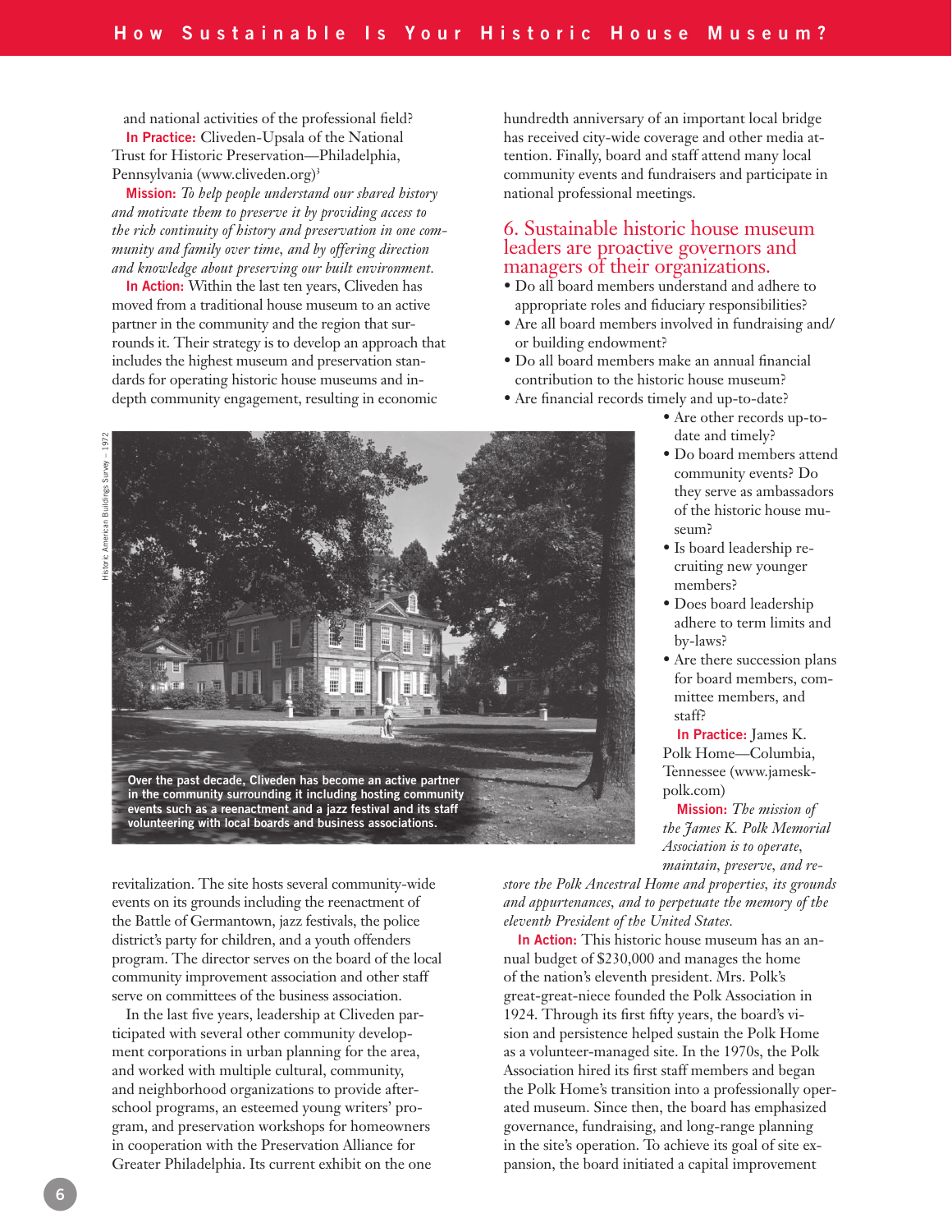and national activities of the professional field?

**In Practice:** Cliveden-Upsala of the National Trust for Historic Preservation—Philadelphia, Pennsylvania (www.cliveden.org)[3]

**Mission:** *To help people understand our shared history and motivate them to preserve it by providing access to the rich continuity of history and preservation in one community and family over time, and by offering direction and knowledge about preserving our built environment.*

**In Action:** Within the last ten years, Cliveden has moved from a traditional house museum to an active partner in the community and the region that surrounds it. Their strategy is to develop an approach that includes the highest museum and preservation standards for operating historic house museums and in-depth community engagement, resulting in economic revitalization. The site hosts several community-wide events on its grounds including the reenactment of the Battle of Germantown, jazz festivals, the police district's party for children, and a youth offenders program. The director serves on the board of the local community improvement association and other staff serve on committees of the business association.

In the last five years, leadership at Cliveden participated with several other community development corporations in urban planning for the area, and worked with multiple cultural, community, and neighborhood organizations to provide after-school programs, an esteemed young writers' program, and preservation workshops for homeowners in cooperation with the Preservation Alliance for Greater Philadelphia. Its current exhibit on the one hundredth anniversary of an important local bridge has received city-wide coverage and other media attention. Finally, board and staff attend many local community events and fundraisers and participate in national professional meetings.

Historic American Buildings Survey – 1972

Over the past decade, Cliveden has become an active partner in the community surrounding it including hosting community events such as a reenactment and a jazz festival and its staff volunteering with local boards and business associations.

## 6. Sustainable historic house museum leaders are proactive governors and managers of their organizations.

- Do all board members understand and adhere to appropriate roles and fiduciary responsibilities?
- Are all board members involved in fundraising and/or building endowment?
- Do all board members make an annual financial contribution to the historic house museum?
- Are financial records timely and up-to-date?
- Are other records up-to-date and timely?
- Do board members attend community events? Do they serve as ambassadors of the historic house museum?
- Is board leadership recruiting new younger members?
- Does board leadership adhere to term limits and by-laws?
- Are there succession plans for board members, committee members, and staff?

**In Practice:** James K. Polk Home—Columbia, Tennessee (www.jameskpolk.com)

**Mission:** *The mission of the James K. Polk Memorial Association is to operate, maintain, preserve, and restore the Polk Ancestral Home and properties, its grounds and appurtenances, and to perpetuate the memory of the eleventh President of the United States.*

**In Action:** This historic house museum has an annual budget of $230,000 and manages the home of the nation's eleventh president. Mrs. Polk's great-great-niece founded the Polk Association in 1924. Through its first fifty years, the board's vision and persistence helped sustain the Polk Home as a volunteer-managed site. In the 1970s, the Polk Association hired its first staff members and began the Polk Home's transition into a professionally operated museum. Since then, the board has emphasized governance, fundraising, and long-range planning in the site's operation. To achieve its goal of site expansion, the board initiated a capital improvement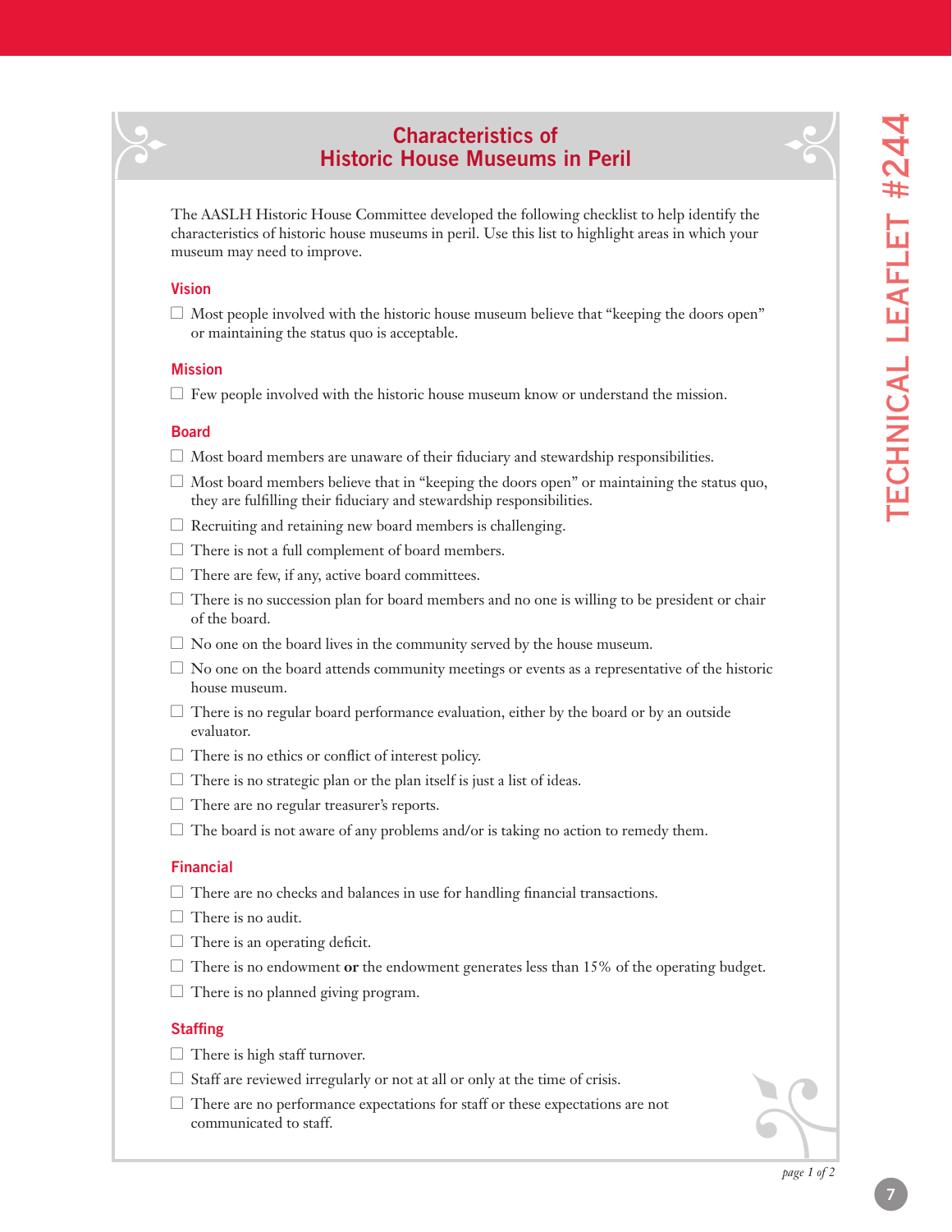# Characteristics of Historic House Museums in Peril

The AASLH Historic House Committee developed the following checklist to help identify the characteristics of historic house museums in peril. Use this list to highlight areas in which your museum may need to improve.

## Vision

- ☐ Most people involved with the historic house museum believe that "keeping the doors open" or maintaining the status quo is acceptable.

## Mission

- ☐ Few people involved with the historic house museum know or understand the mission.

## Board

- ☐ Most board members are unaware of their fiduciary and stewardship responsibilities.
- ☐ Most board members believe that in "keeping the doors open" or maintaining the status quo, they are fulfilling their fiduciary and stewardship responsibilities.
- ☐ Recruiting and retaining new board members is challenging.
- ☐ There is not a full complement of board members.
- ☐ There are few, if any, active board committees.
- ☐ There is no succession plan for board members and no one is willing to be president or chair of the board.
- ☐ No one on the board lives in the community served by the house museum.
- ☐ No one on the board attends community meetings or events as a representative of the historic house museum.
- ☐ There is no regular board performance evaluation, either by the board or by an outside evaluator.
- ☐ There is no ethics or conflict of interest policy.
- ☐ There is no strategic plan or the plan itself is just a list of ideas.
- ☐ There are no regular treasurer's reports.
- ☐ The board is not aware of any problems and/or is taking no action to remedy them.

## Financial

- ☐ There are no checks and balances in use for handling financial transactions.
- ☐ There is no audit.
- ☐ There is an operating deficit.
- ☐ There is no endowment **or** the endowment generates less than 15% of the operating budget.
- ☐ There is no planned giving program.

## Staffing

- ☐ There is high staff turnover.
- ☐ Staff are reviewed irregularly or not at all or only at the time of crisis.
- ☐ There are no performance expectations for staff or these expectations are not communicated to staff.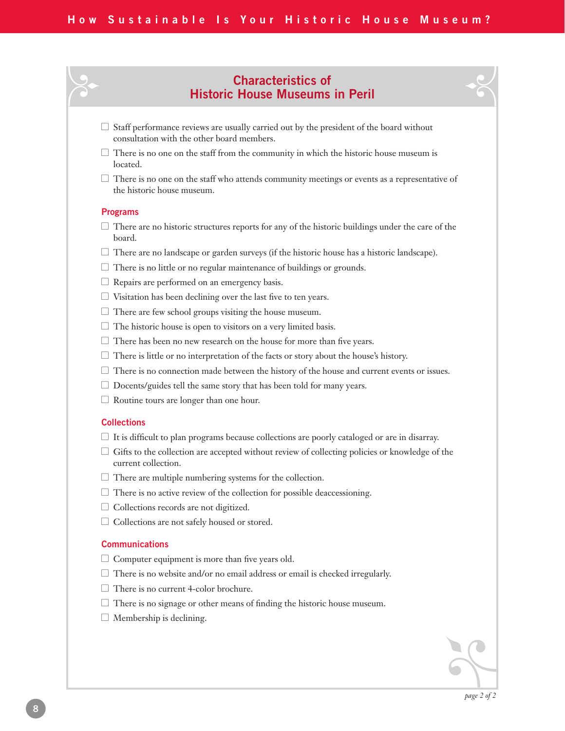## Characteristics of Historic House Museums in Peril

- ☐ Staff performance reviews are usually carried out by the president of the board without consultation with the other board members.
- ☐ There is no one on the staff from the community in which the historic house museum is located.
- ☐ There is no one on the staff who attends community meetings or events as a representative of the historic house museum.

### Programs

- ☐ There are no historic structures reports for any of the historic buildings under the care of the board.
- ☐ There are no landscape or garden surveys (if the historic house has a historic landscape).
- ☐ There is no little or no regular maintenance of buildings or grounds.
- ☐ Repairs are performed on an emergency basis.
- ☐ Visitation has been declining over the last five to ten years.
- ☐ There are few school groups visiting the house museum.
- ☐ The historic house is open to visitors on a very limited basis.
- ☐ There has been no new research on the house for more than five years.
- ☐ There is little or no interpretation of the facts or story about the house's history.
- ☐ There is no connection made between the history of the house and current events or issues.
- ☐ Docents/guides tell the same story that has been told for many years.
- ☐ Routine tours are longer than one hour.

### Collections

- ☐ It is difficult to plan programs because collections are poorly cataloged or are in disarray.
- ☐ Gifts to the collection are accepted without review of collecting policies or knowledge of the current collection.
- ☐ There are multiple numbering systems for the collection.
- ☐ There is no active review of the collection for possible deaccessioning.
- ☐ Collections records are not digitized.
- ☐ Collections are not safely housed or stored.

### Communications

- ☐ Computer equipment is more than five years old.
- ☐ There is no website and/or no email address or email is checked irregularly.
- ☐ There is no current 4-color brochure.
- ☐ There is no signage or other means of finding the historic house museum.
- ☐ Membership is declining.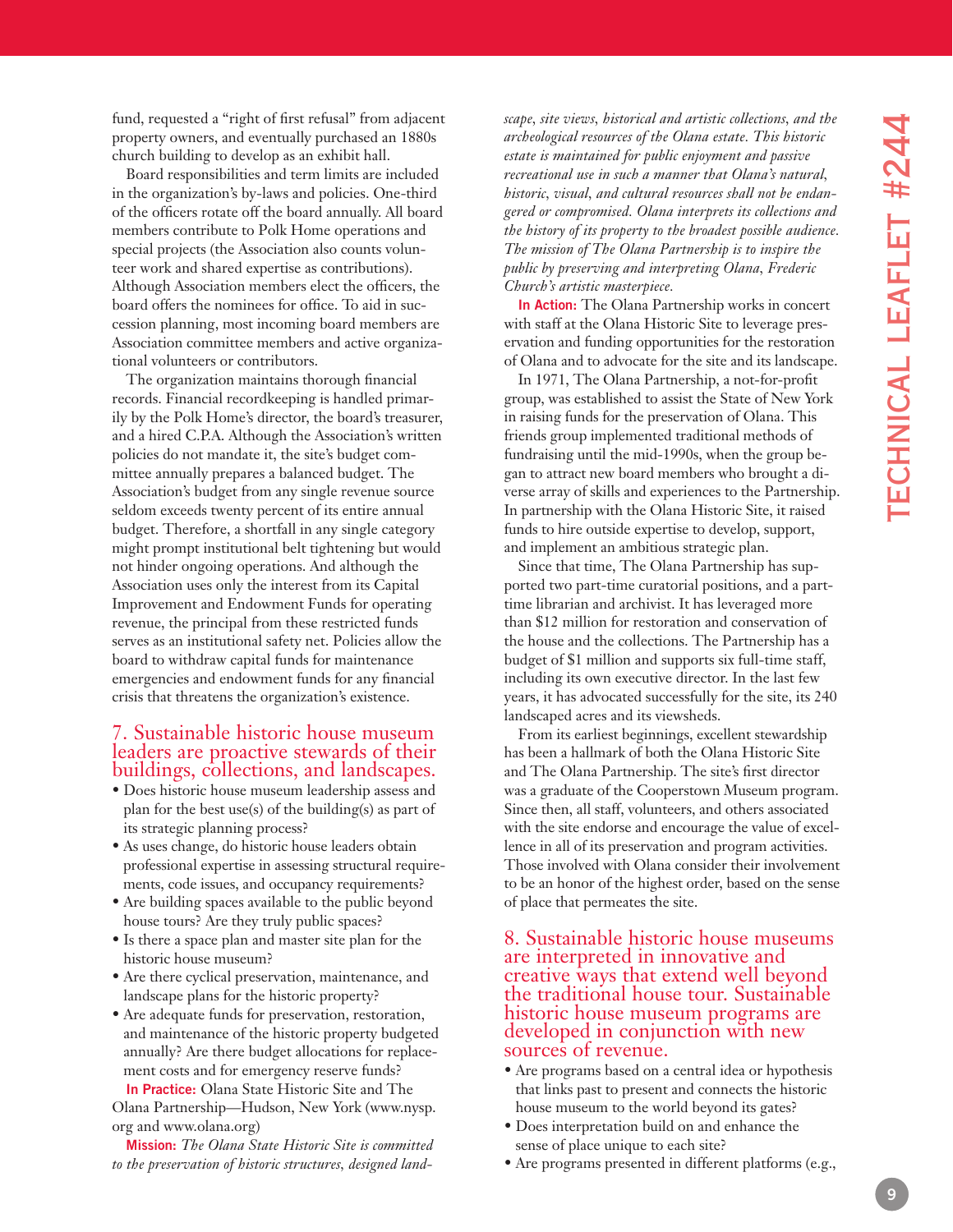fund, requested a "right of first refusal" from adjacent property owners, and eventually purchased an 1880s church building to develop as an exhibit hall.

Board responsibilities and term limits are included in the organization's by-laws and policies. One-third of the officers rotate off the board annually. All board members contribute to Polk Home operations and special projects (the Association also counts volunteer work and shared expertise as contributions). Although Association members elect the officers, the board offers the nominees for office. To aid in succession planning, most incoming board members are Association committee members and active organizational volunteers or contributors.

The organization maintains thorough financial records. Financial recordkeeping is handled primarily by the Polk Home's director, the board's treasurer, and a hired C.P.A. Although the Association's written policies do not mandate it, the site's budget committee annually prepares a balanced budget. The Association's budget from any single revenue source seldom exceeds twenty percent of its entire annual budget. Therefore, a shortfall in any single category might prompt institutional belt tightening but would not hinder ongoing operations. And although the Association uses only the interest from its Capital Improvement and Endowment Funds for operating revenue, the principal from these restricted funds serves as an institutional safety net. Policies allow the board to withdraw capital funds for maintenance emergencies and endowment funds for any financial crisis that threatens the organization's existence.

## 7. Sustainable historic house museum leaders are proactive stewards of their buildings, collections, and landscapes.

- Does historic house museum leadership assess and plan for the best use(s) of the building(s) as part of its strategic planning process?
- As uses change, do historic house leaders obtain professional expertise in assessing structural requirements, code issues, and occupancy requirements?
- Are building spaces available to the public beyond house tours? Are they truly public spaces?
- Is there a space plan and master site plan for the historic house museum?
- Are there cyclical preservation, maintenance, and landscape plans for the historic property?
- Are adequate funds for preservation, restoration, and maintenance of the historic property budgeted annually? Are there budget allocations for replacement costs and for emergency reserve funds?

**In Practice:** Olana State Historic Site and The Olana Partnership—Hudson, New York (www.nysp.org and www.olana.org)

**Mission:** *The Olana State Historic Site is committed to the preservation of historic structures, designed landscape, site views, historical and artistic collections, and the archeological resources of the Olana estate. This historic estate is maintained for public enjoyment and passive recreational use in such a manner that Olana's natural, historic, visual, and cultural resources shall not be endangered or compromised. Olana interprets its collections and the history of its property to the broadest possible audience. The mission of The Olana Partnership is to inspire the public by preserving and interpreting Olana, Frederic Church's artistic masterpiece.*

**In Action:** The Olana Partnership works in concert with staff at the Olana Historic Site to leverage preservation and funding opportunities for the restoration of Olana and to advocate for the site and its landscape.

In 1971, The Olana Partnership, a not-for-profit group, was established to assist the State of New York in raising funds for the preservation of Olana. This friends group implemented traditional methods of fundraising until the mid-1990s, when the group began to attract new board members who brought a diverse array of skills and experiences to the Partnership. In partnership with the Olana Historic Site, it raised funds to hire outside expertise to develop, support, and implement an ambitious strategic plan.

Since that time, The Olana Partnership has supported two part-time curatorial positions, and a part-time librarian and archivist. It has leveraged more than $12 million for restoration and conservation of the house and the collections. The Partnership has a budget of $1 million and supports six full-time staff, including its own executive director. In the last few years, it has advocated successfully for the site, its 240 landscaped acres and its viewsheds.

From its earliest beginnings, excellent stewardship has been a hallmark of both the Olana Historic Site and The Olana Partnership. The site's first director was a graduate of the Cooperstown Museum program. Since then, all staff, volunteers, and others associated with the site endorse and encourage the value of excellence in all of its preservation and program activities. Those involved with Olana consider their involvement to be an honor of the highest order, based on the sense of place that permeates the site.

## 8. Sustainable historic house museums are interpreted in innovative and creative ways that extend well beyond the traditional house tour. Sustainable historic house museum programs are developed in conjunction with new sources of revenue.

- Are programs based on a central idea or hypothesis that links past to present and connects the historic house museum to the world beyond its gates?
- Does interpretation build on and enhance the sense of place unique to each site?
- Are programs presented in different platforms (e.g.,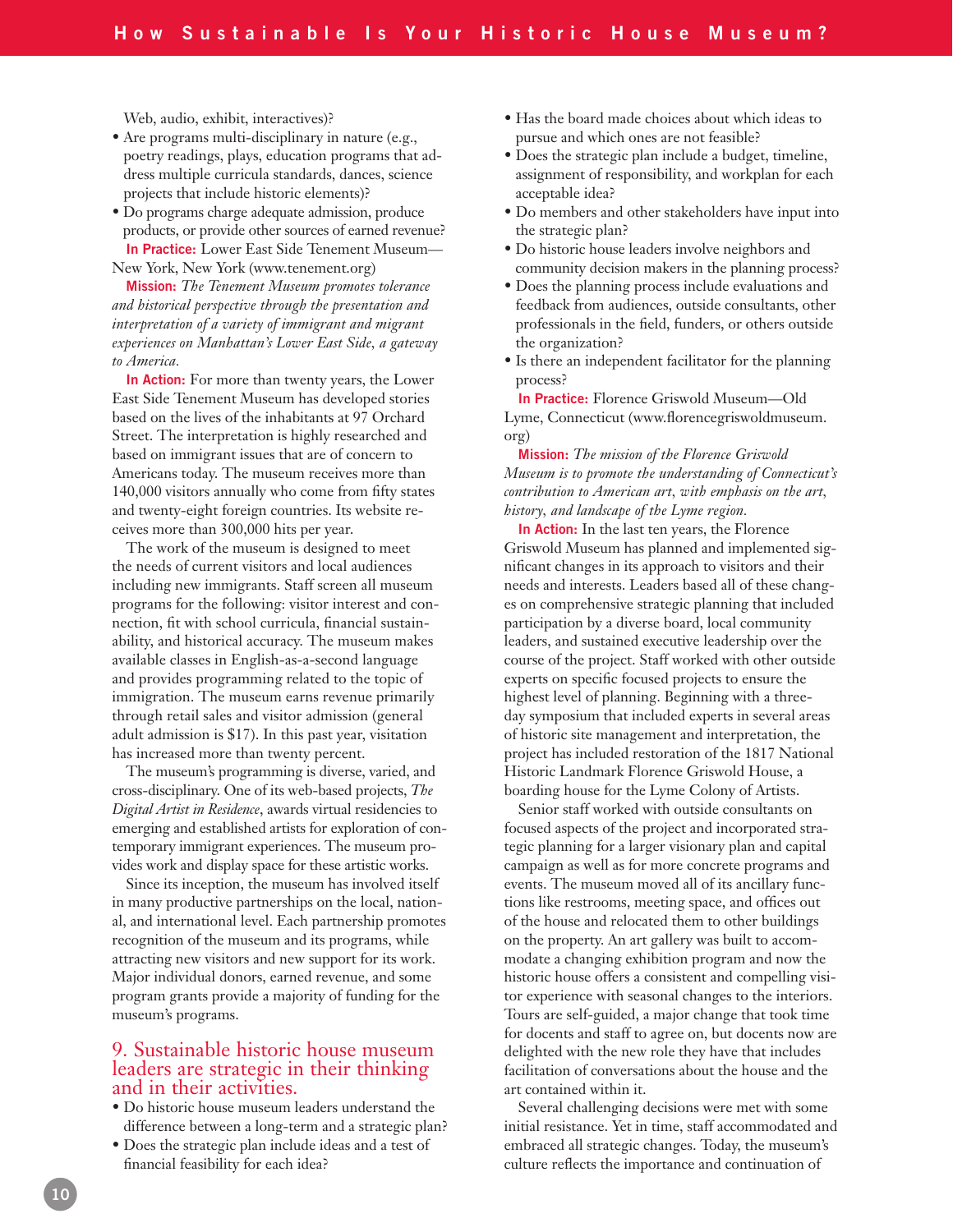Web, audio, exhibit, interactives)?

- Are programs multi-disciplinary in nature (e.g., poetry readings, plays, education programs that address multiple curricula standards, dances, science projects that include historic elements)?
- Do programs charge adequate admission, produce products, or provide other sources of earned revenue?

**In Practice:** Lower East Side Tenement Museum—New York, New York (www.tenement.org)

**Mission:** *The Tenement Museum promotes tolerance and historical perspective through the presentation and interpretation of a variety of immigrant and migrant experiences on Manhattan's Lower East Side, a gateway to America.*

**In Action:** For more than twenty years, the Lower East Side Tenement Museum has developed stories based on the lives of the inhabitants at 97 Orchard Street. The interpretation is highly researched and based on immigrant issues that are of concern to Americans today. The museum receives more than 140,000 visitors annually who come from fifty states and twenty-eight foreign countries. Its website receives more than 300,000 hits per year.

The work of the museum is designed to meet the needs of current visitors and local audiences including new immigrants. Staff screen all museum programs for the following: visitor interest and connection, fit with school curricula, financial sustainability, and historical accuracy. The museum makes available classes in English-as-a-second language and provides programming related to the topic of immigration. The museum earns revenue primarily through retail sales and visitor admission (general adult admission is $17). In this past year, visitation has increased more than twenty percent.

The museum's programming is diverse, varied, and cross-disciplinary. One of its web-based projects, *The Digital Artist in Residence*, awards virtual residencies to emerging and established artists for exploration of contemporary immigrant experiences. The museum provides work and display space for these artistic works.

Since its inception, the museum has involved itself in many productive partnerships on the local, national, and international level. Each partnership promotes recognition of the museum and its programs, while attracting new visitors and new support for its work. Major individual donors, earned revenue, and some program grants provide a majority of funding for the museum's programs.

## 9. Sustainable historic house museum leaders are strategic in their thinking and in their activities.

- Do historic house museum leaders understand the difference between a long-term and a strategic plan?
- Does the strategic plan include ideas and a test of financial feasibility for each idea?
- Has the board made choices about which ideas to pursue and which ones are not feasible?
- Does the strategic plan include a budget, timeline, assignment of responsibility, and workplan for each acceptable idea?
- Do members and other stakeholders have input into the strategic plan?
- Do historic house leaders involve neighbors and community decision makers in the planning process?
- Does the planning process include evaluations and feedback from audiences, outside consultants, other professionals in the field, funders, or others outside the organization?
- Is there an independent facilitator for the planning process?

**In Practice:** Florence Griswold Museum—Old Lyme, Connecticut (www.florencegriswoldmuseum.org)

**Mission:** *The mission of the Florence Griswold Museum is to promote the understanding of Connecticut's contribution to American art, with emphasis on the art, history, and landscape of the Lyme region.*

**In Action:** In the last ten years, the Florence Griswold Museum has planned and implemented significant changes in its approach to visitors and their needs and interests. Leaders based all of these changes on comprehensive strategic planning that included participation by a diverse board, local community leaders, and sustained executive leadership over the course of the project. Staff worked with other outside experts on specific focused projects to ensure the highest level of planning. Beginning with a three-day symposium that included experts in several areas of historic site management and interpretation, the project has included restoration of the 1817 National Historic Landmark Florence Griswold House, a boarding house for the Lyme Colony of Artists.

Senior staff worked with outside consultants on focused aspects of the project and incorporated strategic planning for a larger visionary plan and capital campaign as well as for more concrete programs and events. The museum moved all of its ancillary functions like restrooms, meeting space, and offices out of the house and relocated them to other buildings on the property. An art gallery was built to accommodate a changing exhibition program and now the historic house offers a consistent and compelling visitor experience with seasonal changes to the interiors. Tours are self-guided, a major change that took time for docents and staff to agree on, but docents now are delighted with the new role they have that includes facilitation of conversations about the house and the art contained within it.

Several challenging decisions were met with some initial resistance. Yet in time, staff accommodated and embraced all strategic changes. Today, the museum's culture reflects the importance and continuation of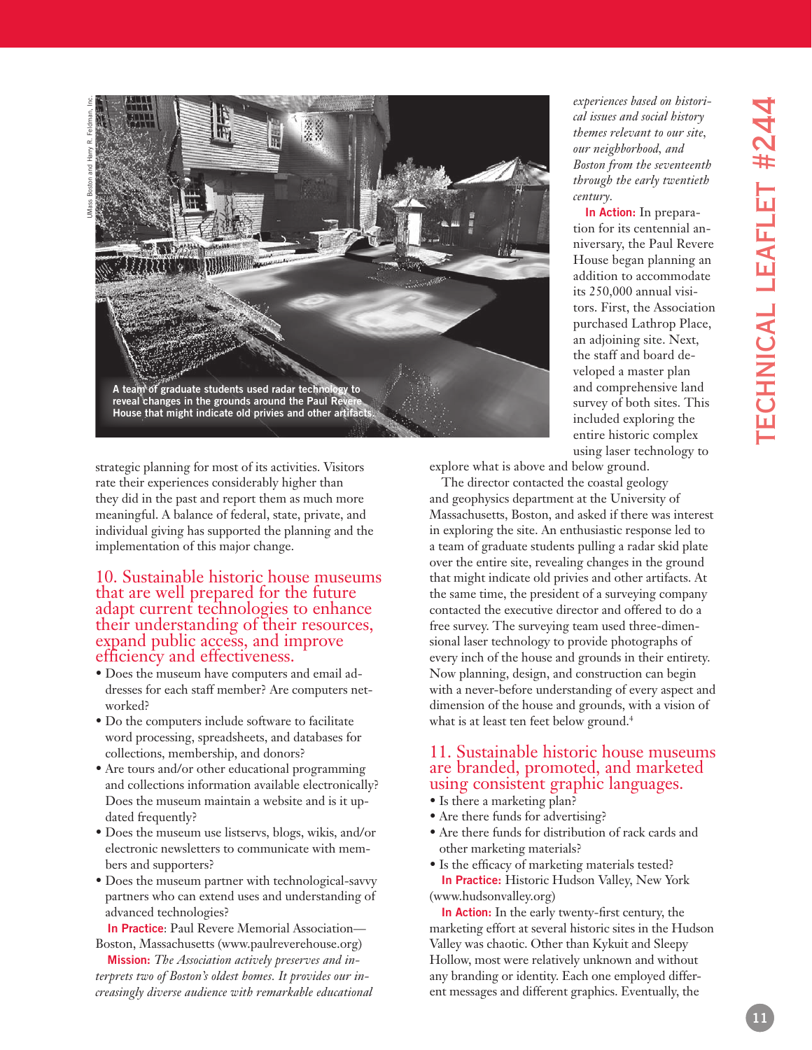A team of graduate students used radar technology to reveal changes in the grounds around the Paul Revere House that might indicate old privies and other artifacts.

strategic planning for most of its activities. Visitors rate their experiences considerably higher than they did in the past and report them as much more meaningful. A balance of federal, state, private, and individual giving has supported the planning and the implementation of this major change.

## 10. Sustainable historic house museums that are well prepared for the future adapt current technologies to enhance their understanding of their resources, expand public access, and improve efficiency and effectiveness.

- Does the museum have computers and email addresses for each staff member? Are computers networked?
- Do the computers include software to facilitate word processing, spreadsheets, and databases for collections, membership, and donors?
- Are tours and/or other educational programming and collections information available electronically? Does the museum maintain a website and is it updated frequently?
- Does the museum use listservs, blogs, wikis, and/or electronic newsletters to communicate with members and supporters?
- Does the museum partner with technological-savvy partners who can extend uses and understanding of advanced technologies?

**In Practice**: Paul Revere Memorial Association—Boston, Massachusetts (www.paulreverehouse.org)

**Mission:** *The Association actively preserves and interprets two of Boston's oldest homes. It provides our increasingly diverse audience with remarkable educational experiences based on historical issues and social history themes relevant to our site, our neighborhood, and Boston from the seventeenth through the early twentieth century.*

**In Action:** In preparation for its centennial anniversary, the Paul Revere House began planning an addition to accommodate its 250,000 annual visitors. First, the Association purchased Lathrop Place, an adjoining site. Next, the staff and board developed a master plan and comprehensive land survey of both sites. This included exploring the entire historic complex using laser technology to explore what is above and below ground.

The director contacted the coastal geology and geophysics department at the University of Massachusetts, Boston, and asked if there was interest in exploring the site. An enthusiastic response led to a team of graduate students pulling a radar skid plate over the entire site, revealing changes in the ground that might indicate old privies and other artifacts. At the same time, the president of a surveying company contacted the executive director and offered to do a free survey. The surveying team used three-dimensional laser technology to provide photographs of every inch of the house and grounds in their entirety. Now planning, design, and construction can begin with a never-before understanding of every aspect and dimension of the house and grounds, with a vision of what is at least ten feet below ground.[4]

## 11. Sustainable historic house museums are branded, promoted, and marketed using consistent graphic languages.

- Is there a marketing plan?
- Are there funds for advertising?
- Are there funds for distribution of rack cards and other marketing materials?
- Is the efficacy of marketing materials tested?

**In Practice:** Historic Hudson Valley, New York (www.hudsonvalley.org)

**In Action:** In the early twenty-first century, the marketing effort at several historic sites in the Hudson Valley was chaotic. Other than Kykuit and Sleepy Hollow, most were relatively unknown and without any branding or identity. Each one employed different messages and different graphics. Eventually, the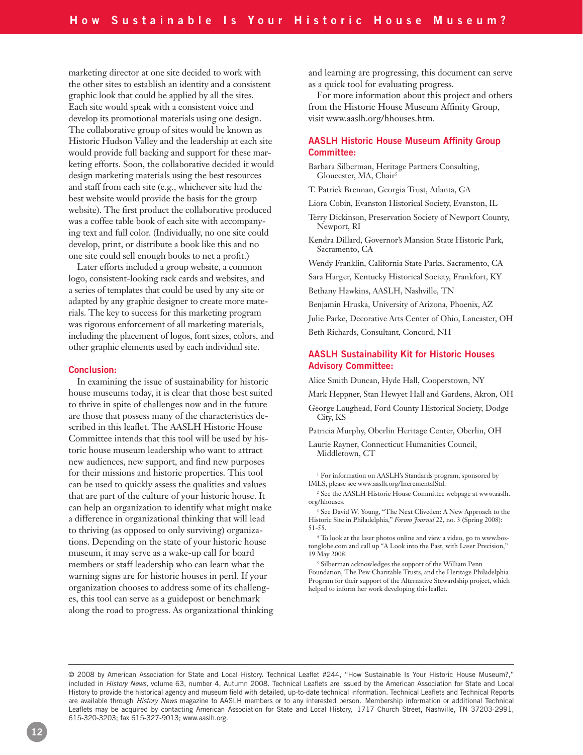marketing director at one site decided to work with the other sites to establish an identity and a consistent graphic look that could be applied by all the sites. Each site would speak with a consistent voice and develop its promotional materials using one design. The collaborative group of sites would be known as Historic Hudson Valley and the leadership at each site would provide full backing and support for these marketing efforts. Soon, the collaborative decided it would design marketing materials using the best resources and staff from each site (e.g., whichever site had the best website would provide the basis for the group website). The first product the collaborative produced was a coffee table book of each site with accompanying text and full color. (Individually, no one site could develop, print, or distribute a book like this and no one site could sell enough books to net a profit.)

Later efforts included a group website, a common logo, consistent-looking rack cards and websites, and a series of templates that could be used by any site or adapted by any graphic designer to create more materials. The key to success for this marketing program was rigorous enforcement of all marketing materials, including the placement of logos, font sizes, colors, and other graphic elements used by each individual site.

## Conclusion:

In examining the issue of sustainability for historic house museums today, it is clear that those best suited to thrive in spite of challenges now and in the future are those that possess many of the characteristics described in this leaflet. The AASLH Historic House Committee intends that this tool will be used by historic house museum leadership who want to attract new audiences, new support, and find new purposes for their missions and historic properties. This tool can be used to quickly assess the qualities and values that are part of the culture of your historic house. It can help an organization to identify what might make a difference in organizational thinking that will lead to thriving (as opposed to only surviving) organizations. Depending on the state of your historic house museum, it may serve as a wake-up call for board members or staff leadership who can learn what the warning signs are for historic houses in peril. If your organization chooses to address some of its challenges, this tool can serve as a guidepost or benchmark along the road to progress. As organizational thinking and learning are progressing, this document can serve as a quick tool for evaluating progress.

For more information about this project and others from the Historic House Museum Affinity Group, visit www.aaslh.org/hhouses.htm.

## AASLH Historic House Museum Affinity Group Committee:

Barbara Silberman, Heritage Partners Consulting, Gloucester, MA, Chair[5]

T. Patrick Brennan, Georgia Trust, Atlanta, GA

Liora Cobin, Evanston Historical Society, Evanston, IL

Terry Dickinson, Preservation Society of Newport County, Newport, RI

Kendra Dillard, Governor's Mansion State Historic Park, Sacramento, CA

Wendy Franklin, California State Parks, Sacramento, CA

Sara Harger, Kentucky Historical Society, Frankfort, KY

Bethany Hawkins, AASLH, Nashville, TN

Benjamin Hruska, University of Arizona, Phoenix, AZ

Julie Parke, Decorative Arts Center of Ohio, Lancaster, OH

Beth Richards, Consultant, Concord, NH

## AASLH Sustainability Kit for Historic Houses Advisory Committee:

Alice Smith Duncan, Hyde Hall, Cooperstown, NY

Mark Heppner, Stan Hewyet Hall and Gardens, Akron, OH

George Laughead, Ford County Historical Society, Dodge City, KS

Patricia Murphy, Oberlin Heritage Center, Oberlin, OH

Laurie Rayner, Connecticut Humanities Council, Middletown, CT

[1] For information on AASLH's Standards program, sponsored by IMLS, please see www.aaslh.org/IncrementalStd.

[2] See the AASLH Historic House Committee webpage at www.aaslh.org/hhouses.

[3] See David W. Young, "The Next Cliveden: A New Approach to the Historic Site in Philadelphia," *Forum Journal* 22, no. 3 (Spring 2008): 51-55.

[4] To look at the laser photos online and view a video, go to www.bostonglobe.com and call up "A Look into the Past, with Laser Precision," 19 May 2008.

[5] Silberman acknowledges the support of the William Penn Foundation, The Pew Charitable Trusts, and the Heritage Philadelphia Program for their support of the Alternative Stewardship project, which helped to inform her work developing this leaflet.

© 2008 by American Association for State and Local History. Technical Leaflet #244, "How Sustainable Is Your Historic House Museum?," included in *History News,* volume 63, number 4, Autumn 2008. Technical Leaflets are issued by the American Association for State and Local History to provide the historical agency and museum field with detailed, up-to-date technical information. Technical Leaflets and Technical Reports are available through *History News* magazine to AASLH members or to any interested person. Membership information or additional Technical Leaflets may be acquired by contacting American Association for State and Local History, 1717 Church Street, Nashville, TN 37203-2991, 615-320-3203; fax 615-327-9013; www.aaslh.org.